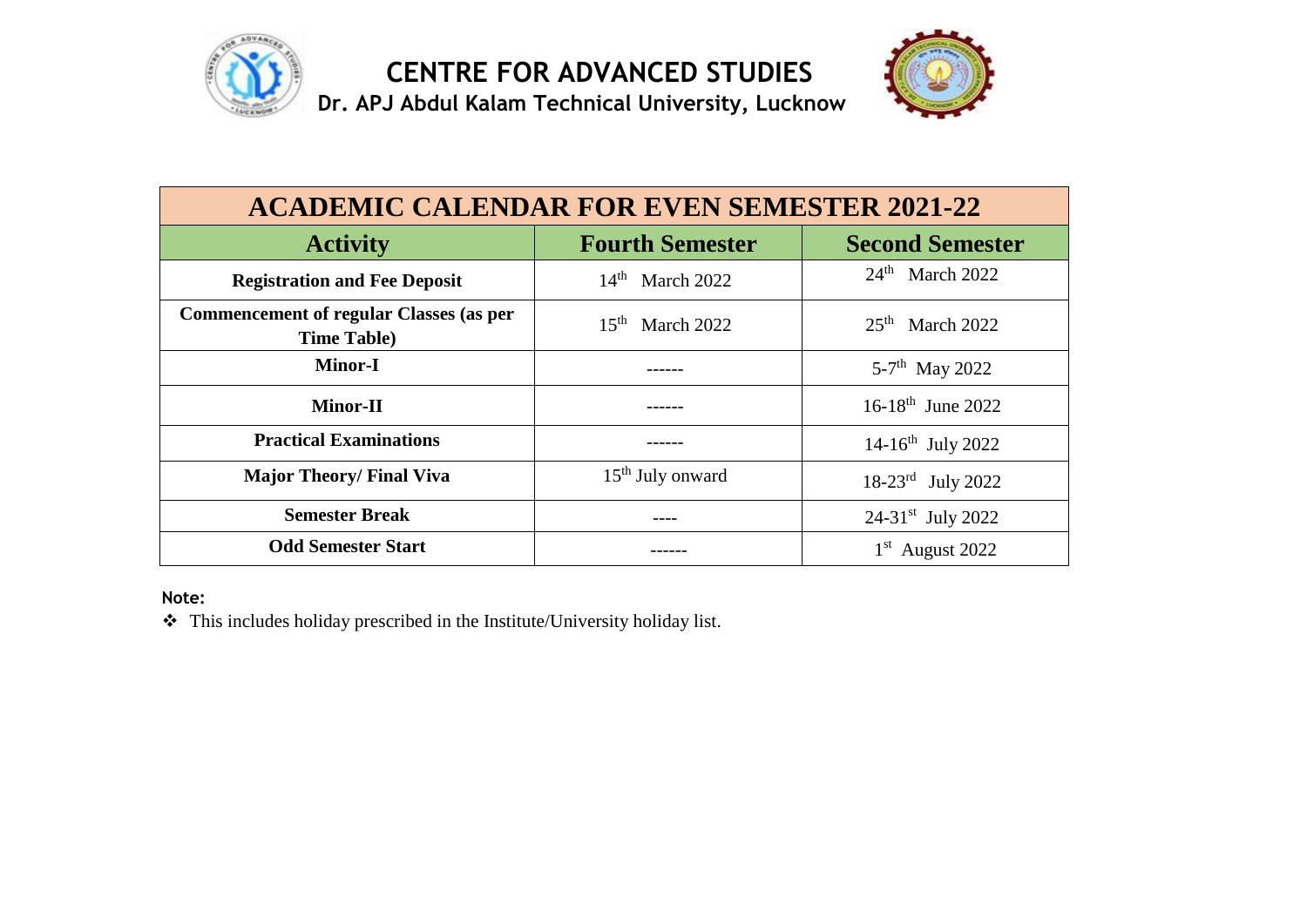# CENTRE FOR ADVANCED STUDIES

## Dr. APJ Abdul Kalam Technical University, Lucknow

| ACADEMIC CALENDAR FOR EVEN SEMESTER 2021-22 | | |
|---|---|---|
| **Activity** | **Fourth Semester** | **Second Semester** |
| **Registration and Fee Deposit** | 14th March 2022 | 24th March 2022 |
| **Commencement of regular Classes (as per Time Table)** | 15th March 2022 | 25th March 2022 |
| **Minor-I** | ------ | 5-7th May 2022 |
| **Minor-II** | ------ | 16-18th June 2022 |
| **Practical Examinations** | ------ | 14-16th July 2022 |
| **Major Theory/ Final Viva** | 15th July onward | 18-23rd July 2022 |
| **Semester Break** | ---- | 24-31st July 2022 |
| **Odd Semester Start** | ------ | 1st August 2022 |

**Note:**

- This includes holiday prescribed in the Institute/University holiday list.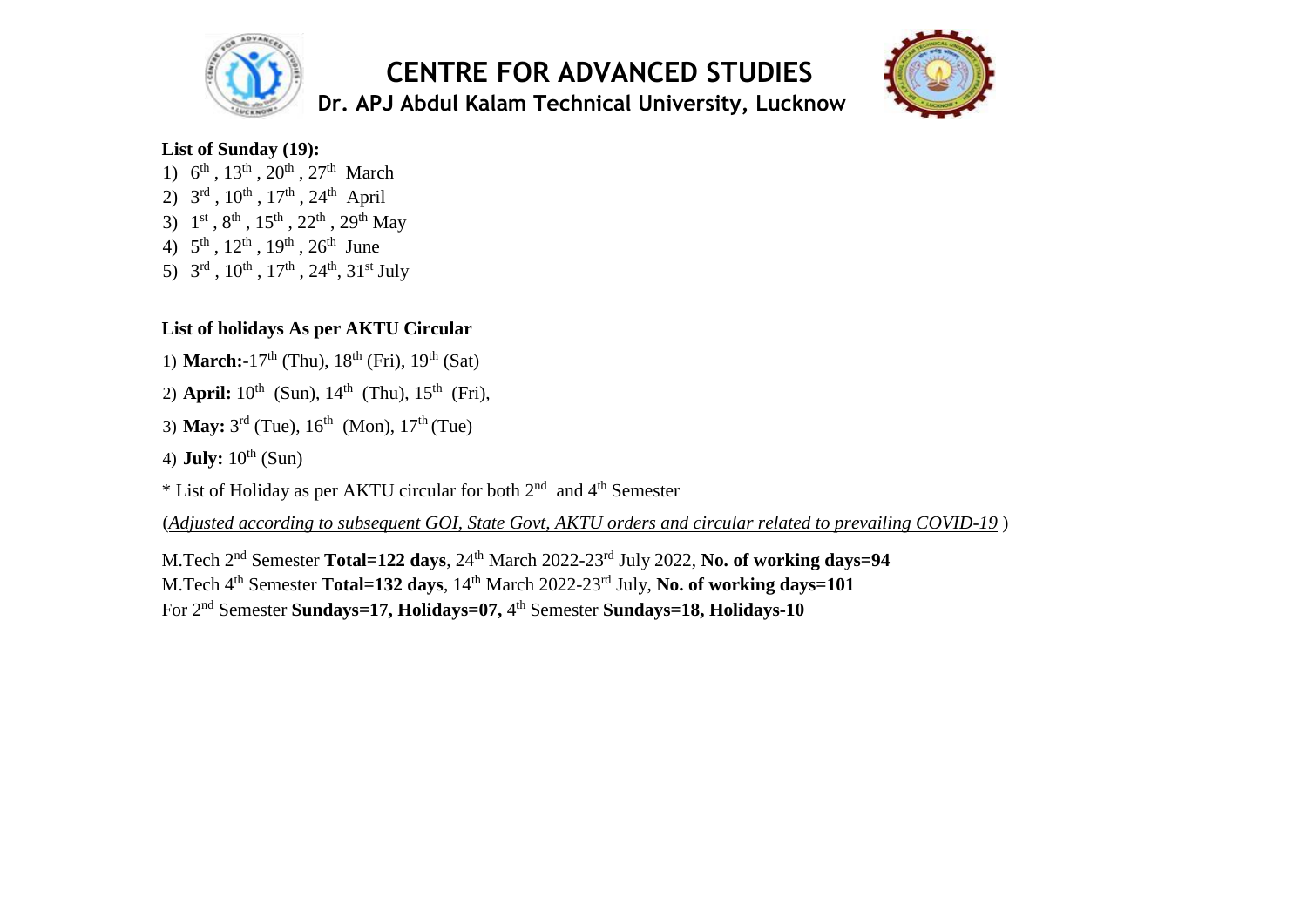# CENTRE FOR ADVANCED STUDIES

## Dr. APJ Abdul Kalam Technical University, Lucknow

**List of Sunday (19):**

1) 6th , 13th , 20th , 27th March
2) 3rd , 10th , 17th , 24th April
3) 1st , 8th , 15th , 22th , 29th May
4) 5th , 12th , 19th , 26th June
5) 3rd , 10th , 17th , 24th, 31st July

**List of holidays As per AKTU Circular**

1) **March:**-17th (Thu), 18th (Fri), 19th (Sat)
2) **April:** 10th (Sun), 14th (Thu), 15th (Fri),
3) **May:** 3rd (Tue), 16th (Mon), 17th (Tue)
4) **July:** 10th (Sun)

* List of Holiday as per AKTU circular for both 2nd and 4th Semester

(*Adjusted according to subsequent GOI, State Govt, AKTU orders and circular related to prevailing COVID-19* )

M.Tech 2nd Semester **Total=122 days**, 24th March 2022-23rd July 2022, **No. of working days=94**
M.Tech 4th Semester **Total=132 days**, 14th March 2022-23rd July, **No. of working days=101**
For 2nd Semester **Sundays=17, Holidays=07,** 4th Semester **Sundays=18, Holidays-10**